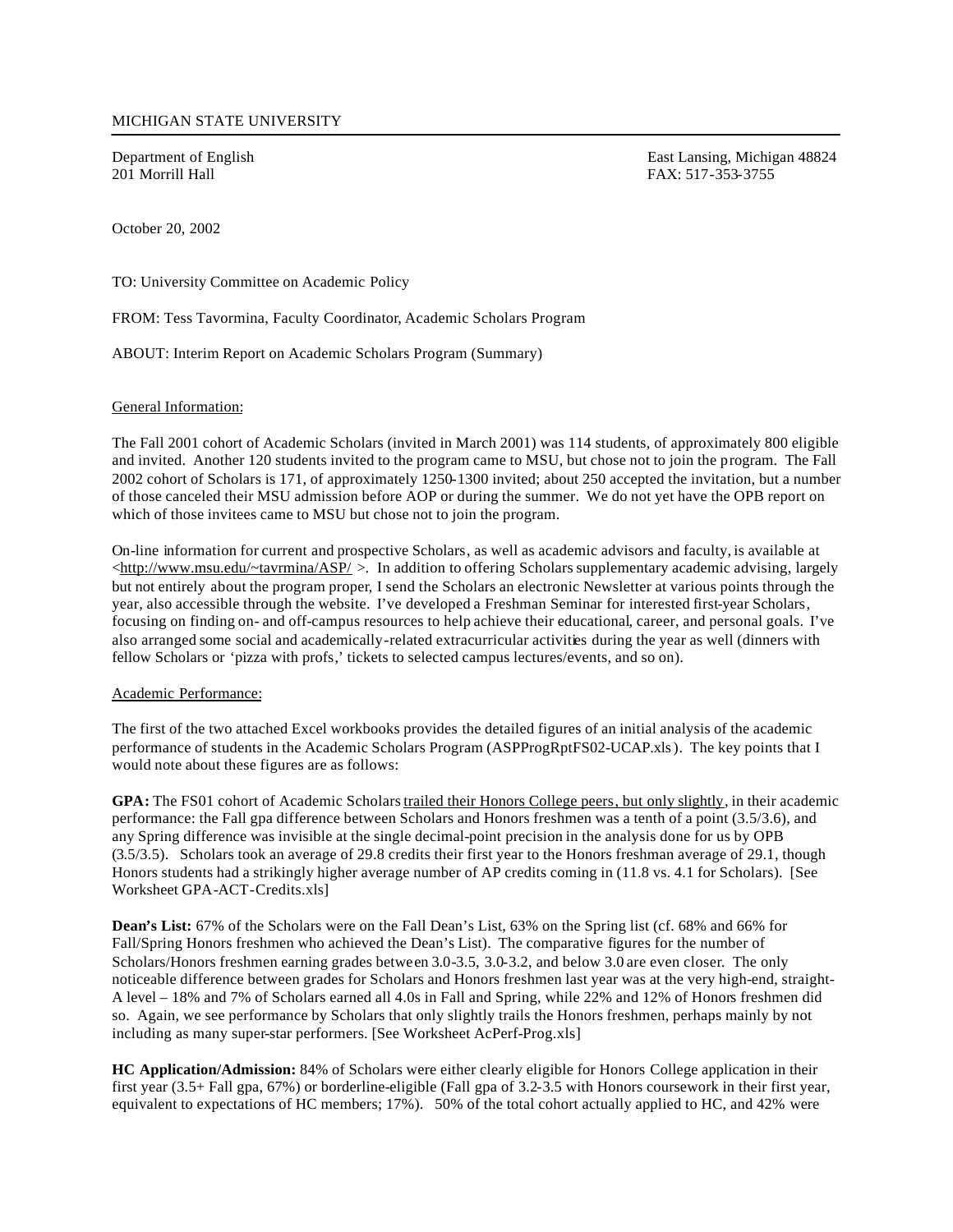MICHIGAN STATE UNIVERSITY

Department of English
201 Morrill Hall

East Lansing, Michigan 48824
FAX: 517-353-3755

October 20, 2002

TO: University Committee on Academic Policy

FROM: Tess Tavormina, Faculty Coordinator, Academic Scholars Program

ABOUT: Interim Report on Academic Scholars Program (Summary)

<u>General Information:</u>

The Fall 2001 cohort of Academic Scholars (invited in March 2001) was 114 students, of approximately 800 eligible and invited. Another 120 students invited to the program came to MSU, but chose not to join the program. The Fall 2002 cohort of Scholars is 171, of approximately 1250-1300 invited; about 250 accepted the invitation, but a number of those canceled their MSU admission before AOP or during the summer. We do not yet have the OPB report on which of those invitees came to MSU but chose not to join the program.

On-line information for current and prospective Scholars, as well as academic advisors and faculty, is available at <http://www.msu.edu/~tavrmina/ASP/ >. In addition to offering Scholars supplementary academic advising, largely but not entirely about the program proper, I send the Scholars an electronic Newsletter at various points through the year, also accessible through the website. I've developed a Freshman Seminar for interested first-year Scholars, focusing on finding on- and off-campus resources to help achieve their educational, career, and personal goals. I've also arranged some social and academically-related extracurricular activities during the year as well (dinners with fellow Scholars or 'pizza with profs,' tickets to selected campus lectures/events, and so on).

<u>Academic Performance:</u>

The first of the two attached Excel workbooks provides the detailed figures of an initial analysis of the academic performance of students in the Academic Scholars Program (ASPProgRptFS02-UCAP.xls). The key points that I would note about these figures are as follows:

**GPA:** The FS01 cohort of Academic Scholars <u>trailed their Honors College peers, but only slightly</u>, in their academic performance: the Fall gpa difference between Scholars and Honors freshmen was a tenth of a point (3.5/3.6), and any Spring difference was invisible at the single decimal-point precision in the analysis done for us by OPB (3.5/3.5). Scholars took an average of 29.8 credits their first year to the Honors freshman average of 29.1, though Honors students had a strikingly higher average number of AP credits coming in (11.8 vs. 4.1 for Scholars). [See Worksheet GPA-ACT-Credits.xls]

**Dean's List:** 67% of the Scholars were on the Fall Dean's List, 63% on the Spring list (cf. 68% and 66% for Fall/Spring Honors freshmen who achieved the Dean's List). The comparative figures for the number of Scholars/Honors freshmen earning grades between 3.0-3.5, 3.0-3.2, and below 3.0 are even closer. The only noticeable difference between grades for Scholars and Honors freshmen last year was at the very high-end, straight-A level – 18% and 7% of Scholars earned all 4.0s in Fall and Spring, while 22% and 12% of Honors freshmen did so. Again, we see performance by Scholars that only slightly trails the Honors freshmen, perhaps mainly by not including as many super-star performers. [See Worksheet AcPerf-Prog.xls]

**HC Application/Admission:** 84% of Scholars were either clearly eligible for Honors College application in their first year (3.5+ Fall gpa, 67%) or borderline-eligible (Fall gpa of 3.2-3.5 with Honors coursework in their first year, equivalent to expectations of HC members; 17%). 50% of the total cohort actually applied to HC, and 42% were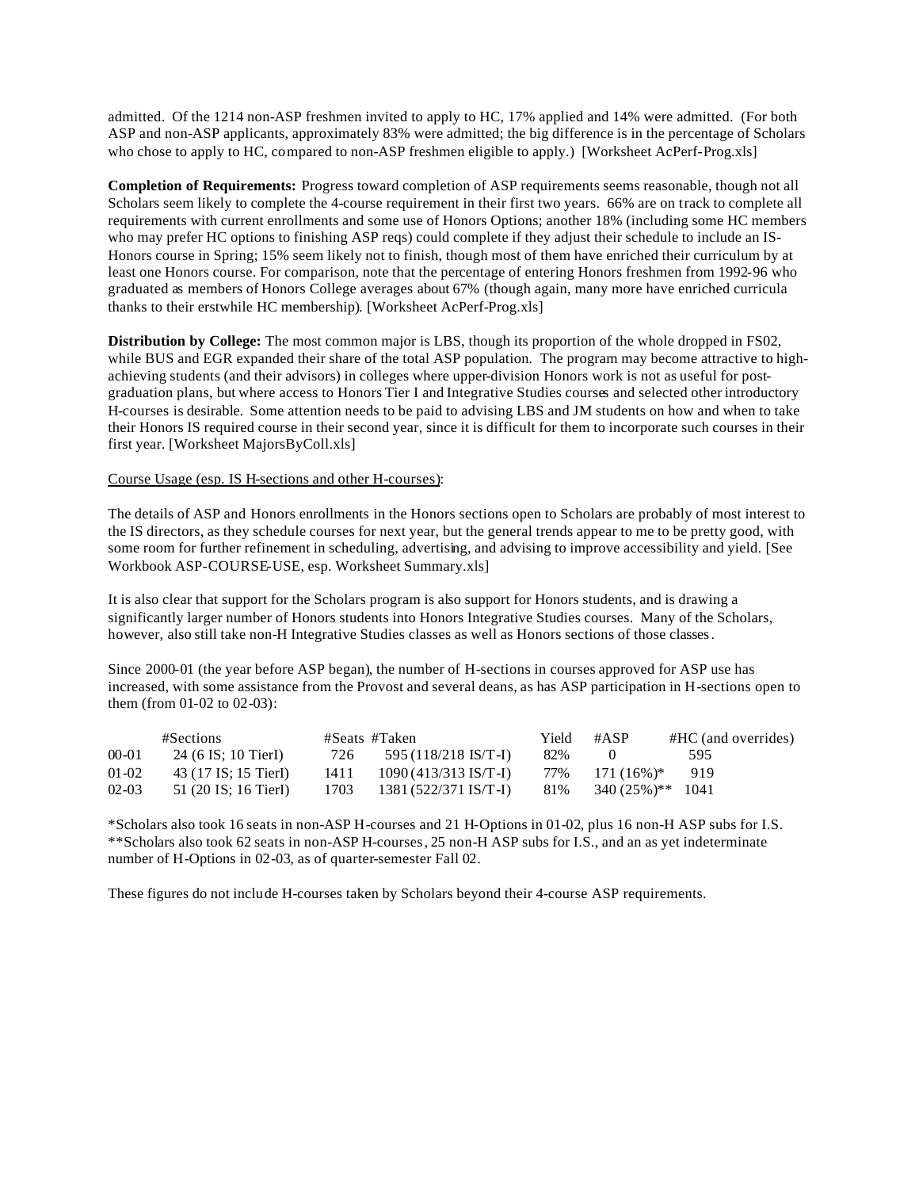admitted. Of the 1214 non-ASP freshmen invited to apply to HC, 17% applied and 14% were admitted. (For both ASP and non-ASP applicants, approximately 83% were admitted; the big difference is in the percentage of Scholars who chose to apply to HC, compared to non-ASP freshmen eligible to apply.) [Worksheet AcPerf-Prog.xls]

**Completion of Requirements:** Progress toward completion of ASP requirements seems reasonable, though not all Scholars seem likely to complete the 4-course requirement in their first two years. 66% are on track to complete all requirements with current enrollments and some use of Honors Options; another 18% (including some HC members who may prefer HC options to finishing ASP reqs) could complete if they adjust their schedule to include an IS-Honors course in Spring; 15% seem likely not to finish, though most of them have enriched their curriculum by at least one Honors course. For comparison, note that the percentage of entering Honors freshmen from 1992-96 who graduated as members of Honors College averages about 67% (though again, many more have enriched curricula thanks to their erstwhile HC membership). [Worksheet AcPerf-Prog.xls]

**Distribution by College:** The most common major is LBS, though its proportion of the whole dropped in FS02, while BUS and EGR expanded their share of the total ASP population. The program may become attractive to high-achieving students (and their advisors) in colleges where upper-division Honors work is not as useful for post-graduation plans, but where access to Honors Tier I and Integrative Studies courses and selected other introductory H-courses is desirable. Some attention needs to be paid to advising LBS and JM students on how and when to take their Honors IS required course in their second year, since it is difficult for them to incorporate such courses in their first year. [Worksheet MajorsByColl.xls]

Course Usage (esp. IS H-sections and other H-courses):

The details of ASP and Honors enrollments in the Honors sections open to Scholars are probably of most interest to the IS directors, as they schedule courses for next year, but the general trends appear to me to be pretty good, with some room for further refinement in scheduling, advertising, and advising to improve accessibility and yield. [See Workbook ASP-COURSE-USE, esp. Worksheet Summary.xls]

It is also clear that support for the Scholars program is also support for Honors students, and is drawing a significantly larger number of Honors students into Honors Integrative Studies courses. Many of the Scholars, however, also still take non-H Integrative Studies classes as well as Honors sections of those classes.

Since 2000-01 (the year before ASP began), the number of H-sections in courses approved for ASP use has increased, with some assistance from the Provost and several deans, as has ASP participation in H-sections open to them (from 01-02 to 02-03):

| | #Sections | #Seats | #Taken | Yield | #ASP | #HC (and overrides) |
|---|---|---|---|---|---|---|
| 00-01 | 24 (6 IS; 10 TierI) | 726 | 595 (118/218 IS/T-I) | 82% | 0 | 595 |
| 01-02 | 43 (17 IS; 15 TierI) | 1411 | 1090 (413/313 IS/T-I) | 77% | 171 (16%)* | 919 |
| 02-03 | 51 (20 IS; 16 TierI) | 1703 | 1381 (522/371 IS/T-I) | 81% | 340 (25%)** | 1041 |

*Scholars also took 16 seats in non-ASP H-courses and 21 H-Options in 01-02, plus 16 non-H ASP subs for I.S.
**Scholars also took 62 seats in non-ASP H-courses, 25 non-H ASP subs for I.S., and an as yet indeterminate number of H-Options in 02-03, as of quarter-semester Fall 02.

These figures do not include H-courses taken by Scholars beyond their 4-course ASP requirements.